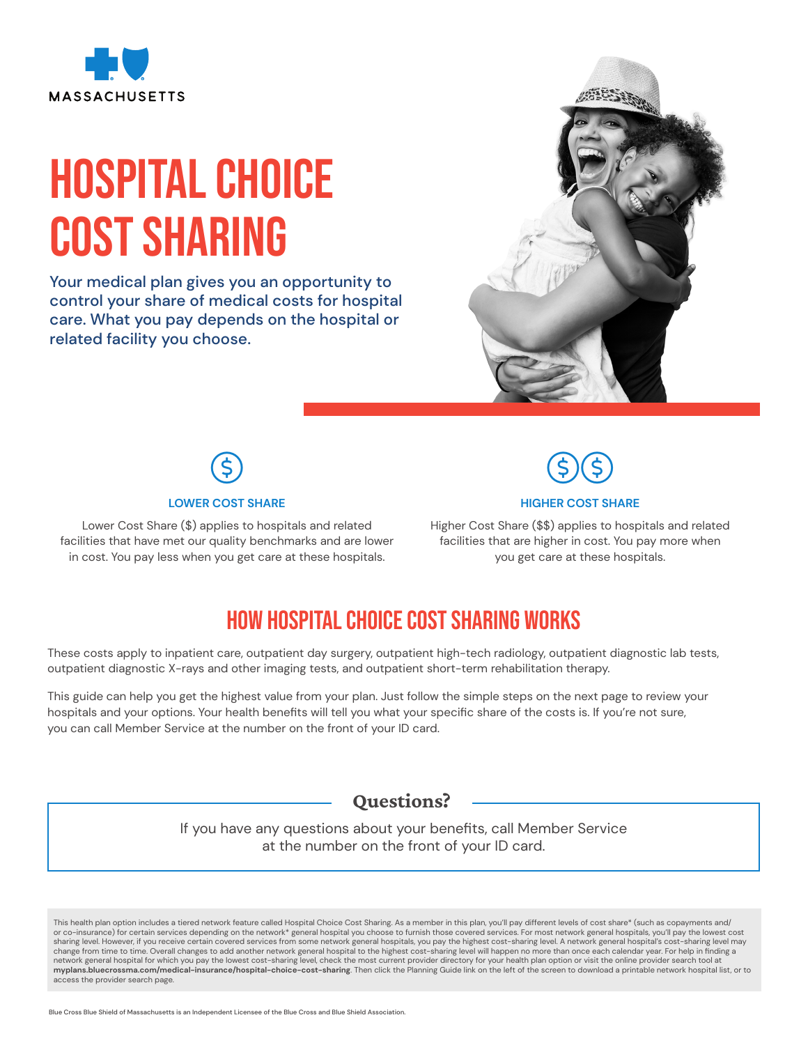MASSACHUSETTS

# HOSPITAL CHOICE COST SHARING

Your medical plan gives you an opportunity to control your share of medical costs for hospital care. What you pay depends on the hospital or related facility you choose.

### LOWER COST SHARE

Lower Cost Share ($) applies to hospitals and related facilities that have met our quality benchmarks and are lower in cost. You pay less when you get care at these hospitals.

### HIGHER COST SHARE

Higher Cost Share ($$) applies to hospitals and related facilities that are higher in cost. You pay more when you get care at these hospitals.

## HOW HOSPITAL CHOICE COST SHARING WORKS

These costs apply to inpatient care, outpatient day surgery, outpatient high-tech radiology, outpatient diagnostic lab tests, outpatient diagnostic X-rays and other imaging tests, and outpatient short-term rehabilitation therapy.

This guide can help you get the highest value from your plan. Just follow the simple steps on the next page to review your hospitals and your options. Your health benefits will tell you what your specific share of the costs is. If you're not sure, you can call Member Service at the number on the front of your ID card.

## Questions?

If you have any questions about your benefits, call Member Service at the number on the front of your ID card.

This health plan option includes a tiered network feature called Hospital Choice Cost Sharing. As a member in this plan, you'll pay different levels of cost share* (such as copayments and/or co-insurance) for certain services depending on the network* general hospital you choose to furnish those covered services. For most network general hospitals, you'll pay the lowest cost sharing level. However, if you receive certain covered services from some network general hospitals, you pay the highest cost-sharing level. A network general hospital's cost-sharing level may change from time to time. Overall changes to add another network general hospital to the highest cost-sharing level will happen no more than once each calendar year. For help in finding a network general hospital for which you pay the lowest cost-sharing level, check the most current provider directory for your health plan option or visit the online provider search tool at **myplans.bluecrossma.com/medical-insurance/hospital-choice-cost-sharing**. Then click the Planning Guide link on the left of the screen to download a printable network hospital list, or to access the provider search page.

Blue Cross Blue Shield of Massachusetts is an Independent Licensee of the Blue Cross and Blue Shield Association.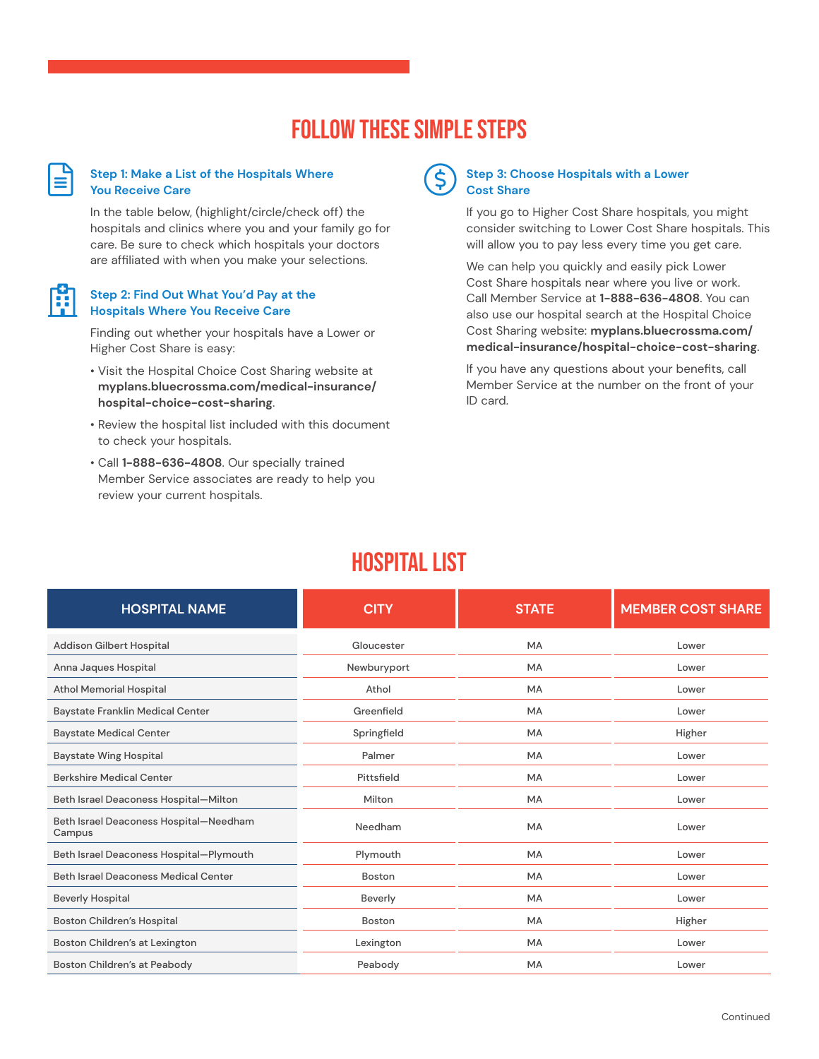# FOLLOW THESE SIMPLE STEPS

### Step 1: Make a List of the Hospitals Where You Receive Care

In the table below, (highlight/circle/check off) the hospitals and clinics where you and your family go for care. Be sure to check which hospitals your doctors are affiliated with when you make your selections.

### Step 2: Find Out What You'd Pay at the Hospitals Where You Receive Care

Finding out whether your hospitals have a Lower or Higher Cost Share is easy:

- Visit the Hospital Choice Cost Sharing website at **myplans.bluecrossma.com/medical-insurance/hospital-choice-cost-sharing**.
- Review the hospital list included with this document to check your hospitals.
- Call **1-888-636-4808**. Our specially trained Member Service associates are ready to help you review your current hospitals.

### Step 3: Choose Hospitals with a Lower Cost Share

If you go to Higher Cost Share hospitals, you might consider switching to Lower Cost Share hospitals. This will allow you to pay less every time you get care.

We can help you quickly and easily pick Lower Cost Share hospitals near where you live or work. Call Member Service at **1-888-636-4808**. You can also use our hospital search at the Hospital Choice Cost Sharing website: **myplans.bluecrossma.com/medical-insurance/hospital-choice-cost-sharing**.

If you have any questions about your benefits, call Member Service at the number on the front of your ID card.

# HOSPITAL LIST

| HOSPITAL NAME | CITY | STATE | MEMBER COST SHARE |
|---|---|---|---|
| Addison Gilbert Hospital | Gloucester | MA | Lower |
| Anna Jaques Hospital | Newburyport | MA | Lower |
| Athol Memorial Hospital | Athol | MA | Lower |
| Baystate Franklin Medical Center | Greenfield | MA | Lower |
| Baystate Medical Center | Springfield | MA | Higher |
| Baystate Wing Hospital | Palmer | MA | Lower |
| Berkshire Medical Center | Pittsfield | MA | Lower |
| Beth Israel Deaconess Hospital—Milton | Milton | MA | Lower |
| Beth Israel Deaconess Hospital—Needham Campus | Needham | MA | Lower |
| Beth Israel Deaconess Hospital—Plymouth | Plymouth | MA | Lower |
| Beth Israel Deaconess Medical Center | Boston | MA | Lower |
| Beverly Hospital | Beverly | MA | Lower |
| Boston Children's Hospital | Boston | MA | Higher |
| Boston Children's at Lexington | Lexington | MA | Lower |
| Boston Children's at Peabody | Peabody | MA | Lower |

Continued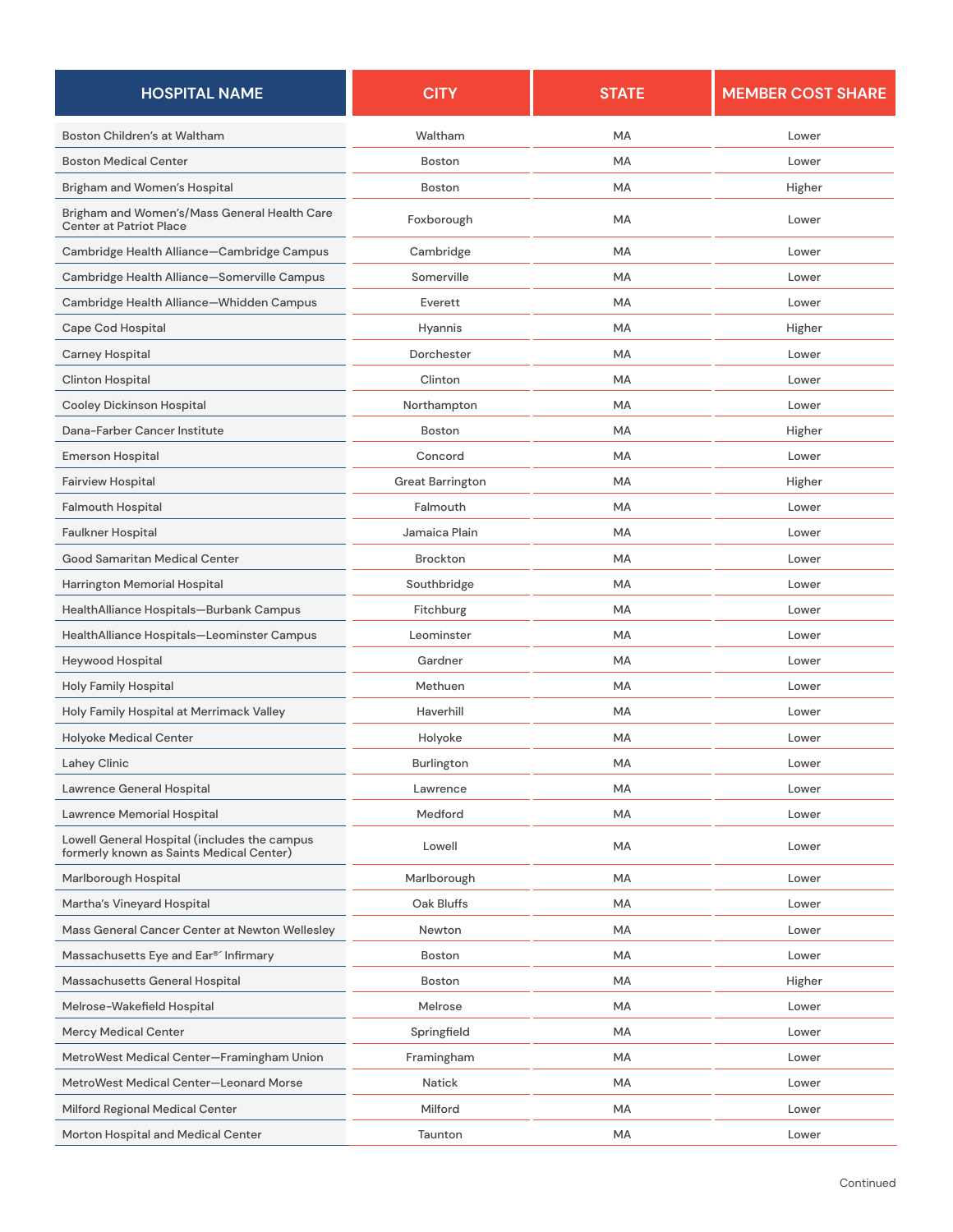| HOSPITAL NAME | CITY | STATE | MEMBER COST SHARE |
|---|---|---|---|
| Boston Children's at Waltham | Waltham | MA | Lower |
| Boston Medical Center | Boston | MA | Lower |
| Brigham and Women's Hospital | Boston | MA | Higher |
| Brigham and Women's/Mass General Health Care Center at Patriot Place | Foxborough | MA | Lower |
| Cambridge Health Alliance—Cambridge Campus | Cambridge | MA | Lower |
| Cambridge Health Alliance—Somerville Campus | Somerville | MA | Lower |
| Cambridge Health Alliance—Whidden Campus | Everett | MA | Lower |
| Cape Cod Hospital | Hyannis | MA | Higher |
| Carney Hospital | Dorchester | MA | Lower |
| Clinton Hospital | Clinton | MA | Lower |
| Cooley Dickinson Hospital | Northampton | MA | Lower |
| Dana-Farber Cancer Institute | Boston | MA | Higher |
| Emerson Hospital | Concord | MA | Lower |
| Fairview Hospital | Great Barrington | MA | Higher |
| Falmouth Hospital | Falmouth | MA | Lower |
| Faulkner Hospital | Jamaica Plain | MA | Lower |
| Good Samaritan Medical Center | Brockton | MA | Lower |
| Harrington Memorial Hospital | Southbridge | MA | Lower |
| HealthAlliance Hospitals—Burbank Campus | Fitchburg | MA | Lower |
| HealthAlliance Hospitals—Leominster Campus | Leominster | MA | Lower |
| Heywood Hospital | Gardner | MA | Lower |
| Holy Family Hospital | Methuen | MA | Lower |
| Holy Family Hospital at Merrimack Valley | Haverhill | MA | Lower |
| Holyoke Medical Center | Holyoke | MA | Lower |
| Lahey Clinic | Burlington | MA | Lower |
| Lawrence General Hospital | Lawrence | MA | Lower |
| Lawrence Memorial Hospital | Medford | MA | Lower |
| Lowell General Hospital (includes the campus formerly known as Saints Medical Center) | Lowell | MA | Lower |
| Marlborough Hospital | Marlborough | MA | Lower |
| Martha's Vineyard Hospital | Oak Bluffs | MA | Lower |
| Mass General Cancer Center at Newton Wellesley | Newton | MA | Lower |
| Massachusetts Eye and Ear®´ Infirmary | Boston | MA | Lower |
| Massachusetts General Hospital | Boston | MA | Higher |
| Melrose-Wakefield Hospital | Melrose | MA | Lower |
| Mercy Medical Center | Springfield | MA | Lower |
| MetroWest Medical Center—Framingham Union | Framingham | MA | Lower |
| MetroWest Medical Center—Leonard Morse | Natick | MA | Lower |
| Milford Regional Medical Center | Milford | MA | Lower |
| Morton Hospital and Medical Center | Taunton | MA | Lower |

Continued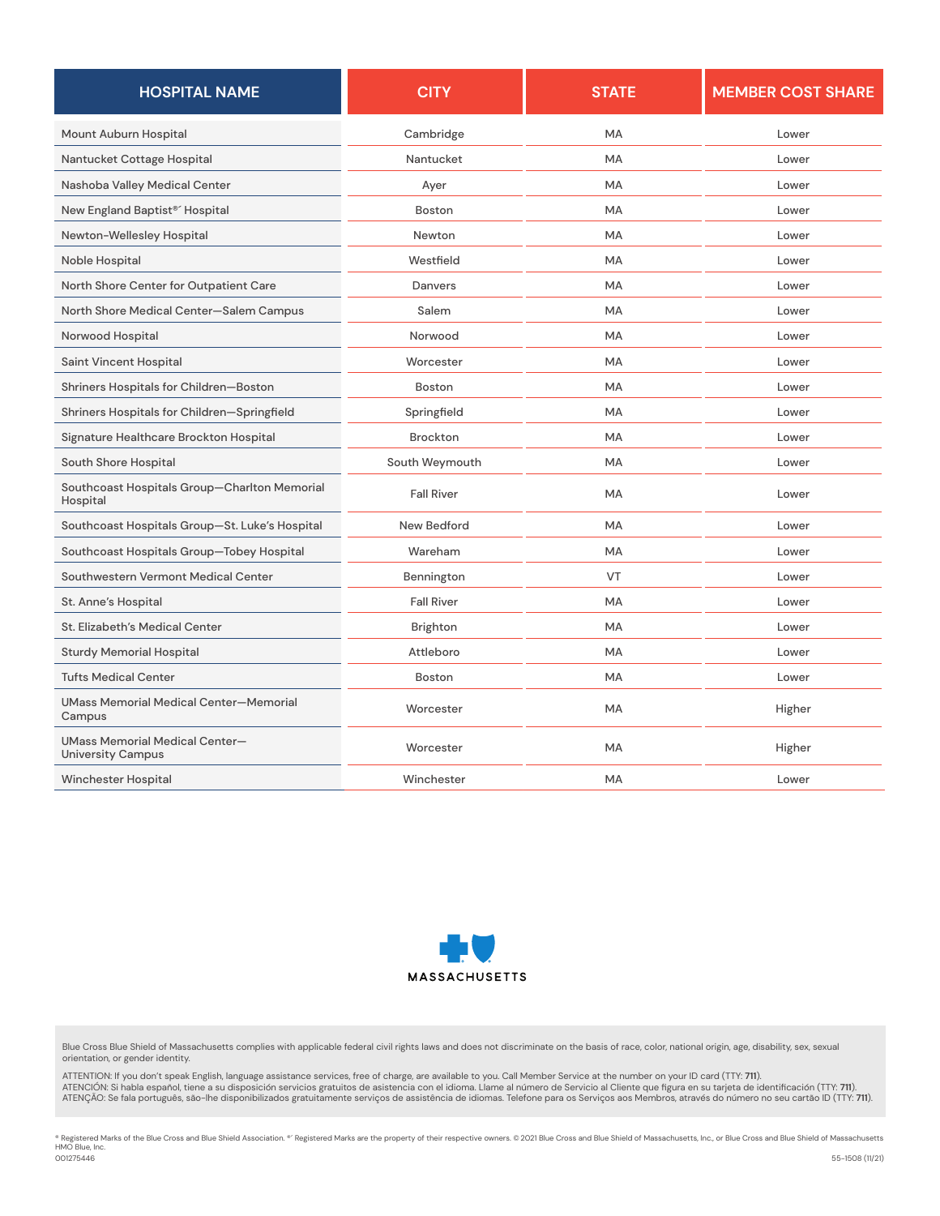| HOSPITAL NAME | CITY | STATE | MEMBER COST SHARE |
| --- | --- | --- | --- |
| Mount Auburn Hospital | Cambridge | MA | Lower |
| Nantucket Cottage Hospital | Nantucket | MA | Lower |
| Nashoba Valley Medical Center | Ayer | MA | Lower |
| New England Baptist®´ Hospital | Boston | MA | Lower |
| Newton-Wellesley Hospital | Newton | MA | Lower |
| Noble Hospital | Westfield | MA | Lower |
| North Shore Center for Outpatient Care | Danvers | MA | Lower |
| North Shore Medical Center—Salem Campus | Salem | MA | Lower |
| Norwood Hospital | Norwood | MA | Lower |
| Saint Vincent Hospital | Worcester | MA | Lower |
| Shriners Hospitals for Children—Boston | Boston | MA | Lower |
| Shriners Hospitals for Children—Springfield | Springfield | MA | Lower |
| Signature Healthcare Brockton Hospital | Brockton | MA | Lower |
| South Shore Hospital | South Weymouth | MA | Lower |
| Southcoast Hospitals Group—Charlton Memorial Hospital | Fall River | MA | Lower |
| Southcoast Hospitals Group—St. Luke's Hospital | New Bedford | MA | Lower |
| Southcoast Hospitals Group—Tobey Hospital | Wareham | MA | Lower |
| Southwestern Vermont Medical Center | Bennington | VT | Lower |
| St. Anne's Hospital | Fall River | MA | Lower |
| St. Elizabeth's Medical Center | Brighton | MA | Lower |
| Sturdy Memorial Hospital | Attleboro | MA | Lower |
| Tufts Medical Center | Boston | MA | Lower |
| UMass Memorial Medical Center—Memorial Campus | Worcester | MA | Higher |
| UMass Memorial Medical Center—University Campus | Worcester | MA | Higher |
| Winchester Hospital | Winchester | MA | Lower |

MASSACHUSETTS

Blue Cross Blue Shield of Massachusetts complies with applicable federal civil rights laws and does not discriminate on the basis of race, color, national origin, age, disability, sex, sexual orientation, or gender identity.

ATTENTION: If you don't speak English, language assistance services, free of charge, are available to you. Call Member Service at the number on your ID card (TTY: **711**).
ATENCIÓN: Si habla español, tiene a su disposición servicios gratuitos de asistencia con el idioma. Llame al número de Servicio al Cliente que figura en su tarjeta de identificación (TTY: **711**).
ATENÇÃO: Se fala português, são-lhe disponibilizados gratuitamente serviços de assistência de idiomas. Telefone para os Serviços aos Membros, através do número no seu cartão ID (TTY: **711**).

® Registered Marks of the Blue Cross and Blue Shield Association. ®´ Registered Marks are the property of their respective owners. © 2021 Blue Cross and Blue Shield of Massachusetts, Inc., or Blue Cross and Blue Shield of Massachusetts HMO Blue, Inc.
001275446

55-1508 (11/21)